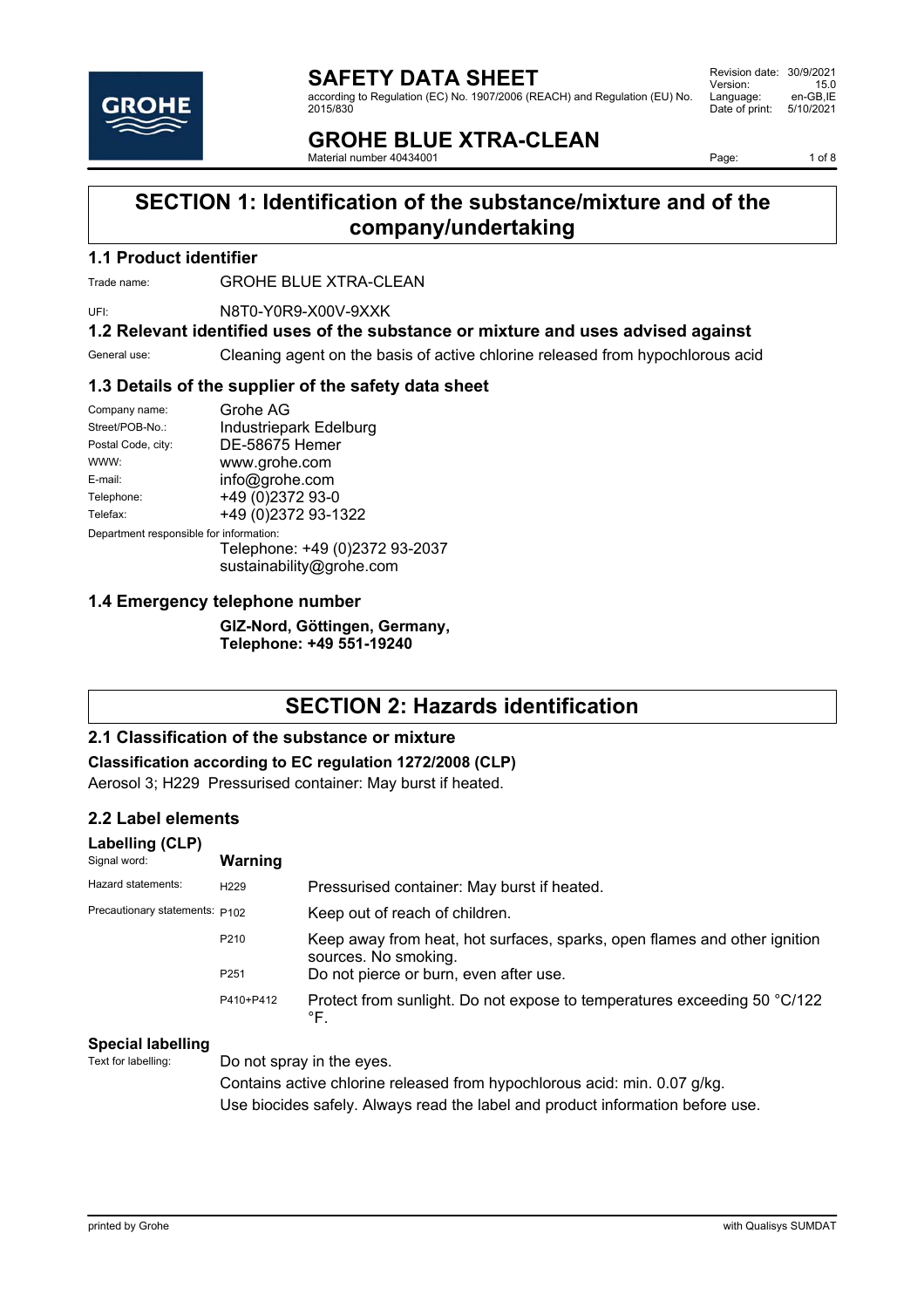# SAFETY DATA SHEET

according to Regulation (EC) No. 1907/2006 (REACH) and Regulation (EU) No. 2015/830

Revision date: 30/9/2021
Version: 15.0
Language: en-GB,IE
Date of print: 5/10/2021

# GROHE BLUE XTRA-CLEAN

Material number 40434001

## SECTION 1: Identification of the substance/mixture and of the company/undertaking

### 1.1 Product identifier

Trade name: GROHE BLUE XTRA-CLEAN

UFI: N8T0-Y0R9-X00V-9XXK

### 1.2 Relevant identified uses of the substance or mixture and uses advised against

General use: Cleaning agent on the basis of active chlorine released from hypochlorous acid

### 1.3 Details of the supplier of the safety data sheet

Company name: Grohe AG
Street/POB-No.: Industriepark Edelburg
Postal Code, city: DE-58675 Hemer
WWW: www.grohe.com
E-mail: info@grohe.com
Telephone: +49 (0)2372 93-0
Telefax: +49 (0)2372 93-1322

Department responsible for information:
Telephone: +49 (0)2372 93-2037
sustainability@grohe.com

### 1.4 Emergency telephone number

**GIZ-Nord, Göttingen, Germany,**
**Telephone: +49 551-19240**

## SECTION 2: Hazards identification

### 2.1 Classification of the substance or mixture

**Classification according to EC regulation 1272/2008 (CLP)**

Aerosol 3; H229 Pressurised container: May burst if heated.

### 2.2 Label elements

**Labelling (CLP)**

Signal word: **Warning**

Hazard statements: H229 Pressurised container: May burst if heated.

Precautionary statements:
- P102 Keep out of reach of children.
- P210 Keep away from heat, hot surfaces, sparks, open flames and other ignition sources. No smoking.
- P251 Do not pierce or burn, even after use.
- P410+P412 Protect from sunlight. Do not expose to temperatures exceeding 50 °C/122 °F.

**Special labelling**

Text for labelling: Do not spray in the eyes.

Contains active chlorine released from hypochlorous acid: min. 0.07 g/kg.

Use biocides safely. Always read the label and product information before use.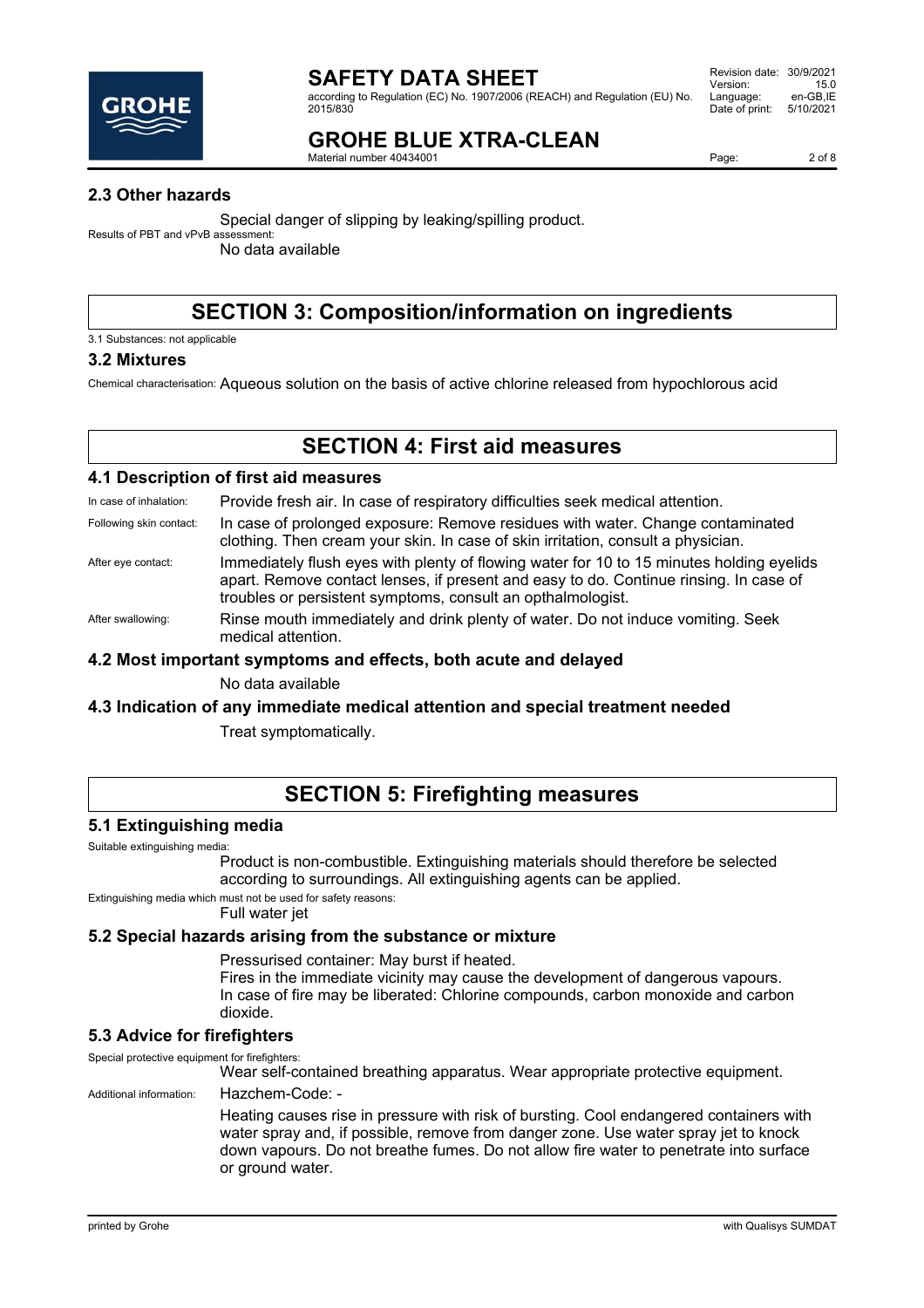### 2.3 Other hazards

Special danger of slipping by leaking/spilling product.

Results of PBT and vPvB assessment:

No data available

## SECTION 3: Composition/information on ingredients

3.1 Substances: not applicable

### 3.2 Mixtures

Chemical characterisation: Aqueous solution on the basis of active chlorine released from hypochlorous acid

## SECTION 4: First aid measures

### 4.1 Description of first aid measures

In case of inhalation: Provide fresh air. In case of respiratory difficulties seek medical attention.

Following skin contact: In case of prolonged exposure: Remove residues with water. Change contaminated clothing. Then cream your skin. In case of skin irritation, consult a physician.

After eye contact: Immediately flush eyes with plenty of flowing water for 10 to 15 minutes holding eyelids apart. Remove contact lenses, if present and easy to do. Continue rinsing. In case of troubles or persistent symptoms, consult an opthalmologist.

After swallowing: Rinse mouth immediately and drink plenty of water. Do not induce vomiting. Seek medical attention.

### 4.2 Most important symptoms and effects, both acute and delayed

No data available

### 4.3 Indication of any immediate medical attention and special treatment needed

Treat symptomatically.

## SECTION 5: Firefighting measures

### 5.1 Extinguishing media

Suitable extinguishing media:

Product is non-combustible. Extinguishing materials should therefore be selected according to surroundings. All extinguishing agents can be applied.

Extinguishing media which must not be used for safety reasons:

Full water jet

### 5.2 Special hazards arising from the substance or mixture

Pressurised container: May burst if heated.
Fires in the immediate vicinity may cause the development of dangerous vapours.
In case of fire may be liberated: Chlorine compounds, carbon monoxide and carbon dioxide.

### 5.3 Advice for firefighters

Special protective equipment for firefighters:

Wear self-contained breathing apparatus. Wear appropriate protective equipment.

Additional information: Hazchem-Code: -

Heating causes rise in pressure with risk of bursting. Cool endangered containers with water spray and, if possible, remove from danger zone. Use water spray jet to knock down vapours. Do not breathe fumes. Do not allow fire water to penetrate into surface or ground water.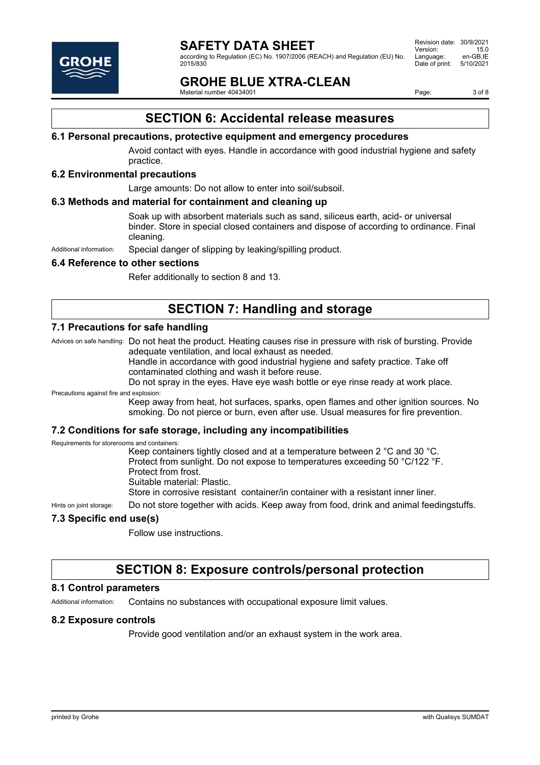## SECTION 6: Accidental release measures

### 6.1 Personal precautions, protective equipment and emergency procedures

Avoid contact with eyes. Handle in accordance with good industrial hygiene and safety practice.

### 6.2 Environmental precautions

Large amounts: Do not allow to enter into soil/subsoil.

### 6.3 Methods and material for containment and cleaning up

Soak up with absorbent materials such as sand, siliceus earth, acid- or universal binder. Store in special closed containers and dispose of according to ordinance. Final cleaning.

Additional information: Special danger of slipping by leaking/spilling product.

### 6.4 Reference to other sections

Refer additionally to section 8 and 13.

## SECTION 7: Handling and storage

### 7.1 Precautions for safe handling

Advices on safe handling: Do not heat the product. Heating causes rise in pressure with risk of bursting. Provide adequate ventilation, and local exhaust as needed.
Handle in accordance with good industrial hygiene and safety practice. Take off contaminated clothing and wash it before reuse.
Do not spray in the eyes. Have eye wash bottle or eye rinse ready at work place.

Precautions against fire and explosion:
Keep away from heat, hot surfaces, sparks, open flames and other ignition sources. No smoking. Do not pierce or burn, even after use. Usual measures for fire prevention.

### 7.2 Conditions for safe storage, including any incompatibilities

Requirements for storerooms and containers:
Keep containers tightly closed and at a temperature between 2 °C and 30 °C.
Protect from sunlight. Do not expose to temperatures exceeding 50 °C/122 °F.
Protect from frost.
Suitable material: Plastic.
Store in corrosive resistant container/in container with a resistant inner liner.

Hints on joint storage: Do not store together with acids. Keep away from food, drink and animal feedingstuffs.

### 7.3 Specific end use(s)

Follow use instructions.

## SECTION 8: Exposure controls/personal protection

### 8.1 Control parameters

Additional information: Contains no substances with occupational exposure limit values.

### 8.2 Exposure controls

Provide good ventilation and/or an exhaust system in the work area.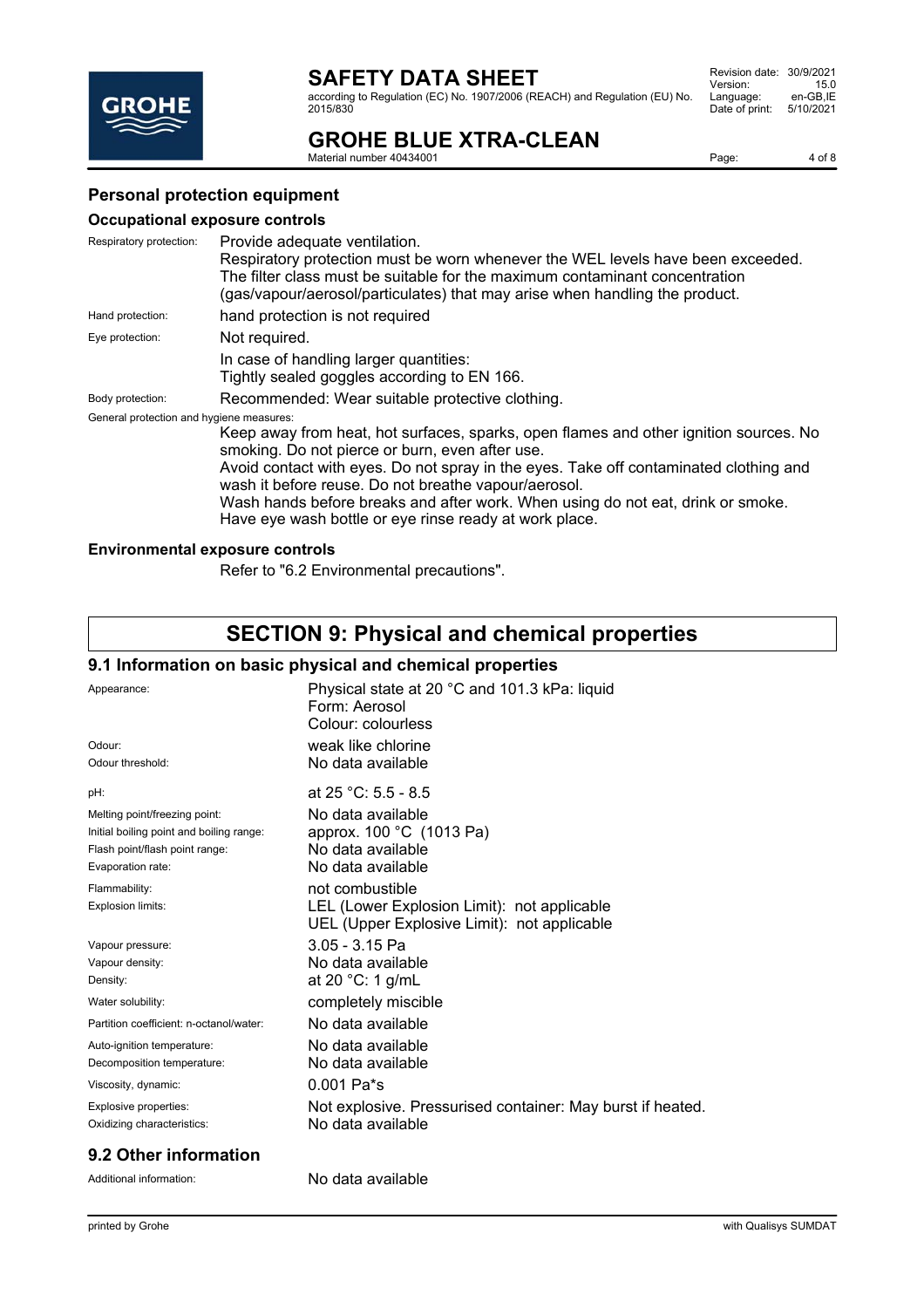### Personal protection equipment

#### Occupational exposure controls

| | |
|---|---|
| Respiratory protection: | Provide adequate ventilation. Respiratory protection must be worn whenever the WEL levels have been exceeded. The filter class must be suitable for the maximum contaminant concentration (gas/vapour/aerosol/particulates) that may arise when handling the product. |
| Hand protection: | hand protection is not required |
| Eye protection: | Not required.<br>In case of handling larger quantities:<br>Tightly sealed goggles according to EN 166. |
| Body protection: | Recommended: Wear suitable protective clothing. |

General protection and hygiene measures:

Keep away from heat, hot surfaces, sparks, open flames and other ignition sources. No smoking. Do not pierce or burn, even after use.
Avoid contact with eyes. Do not spray in the eyes. Take off contaminated clothing and wash it before reuse. Do not breathe vapour/aerosol.
Wash hands before breaks and after work. When using do not eat, drink or smoke.
Have eye wash bottle or eye rinse ready at work place.

#### Environmental exposure controls

Refer to "6.2 Environmental precautions".

# SECTION 9: Physical and chemical properties

## 9.1 Information on basic physical and chemical properties

| | |
|---|---|
| Appearance: | Physical state at 20 °C and 101.3 kPa: liquid<br>Form: Aerosol<br>Colour: colourless |
| Odour: | weak like chlorine |
| Odour threshold: | No data available |
| pH: | at 25 °C: 5.5 - 8.5 |
| Melting point/freezing point: | No data available |
| Initial boiling point and boiling range: | approx. 100 °C (1013 Pa) |
| Flash point/flash point range: | No data available |
| Evaporation rate: | No data available |
| Flammability: | not combustible |
| Explosion limits: | LEL (Lower Explosion Limit): not applicable<br>UEL (Upper Explosive Limit): not applicable |
| Vapour pressure: | 3.05 - 3.15 Pa |
| Vapour density: | No data available |
| Density: | at 20 °C: 1 g/mL |
| Water solubility: | completely miscible |
| Partition coefficient: n-octanol/water: | No data available |
| Auto-ignition temperature: | No data available |
| Decomposition temperature: | No data available |
| Viscosity, dynamic: | 0.001 Pa*s |
| Explosive properties: | Not explosive. Pressurised container: May burst if heated. |
| Oxidizing characteristics: | No data available |

## 9.2 Other information

| | |
|---|---|
| Additional information: | No data available |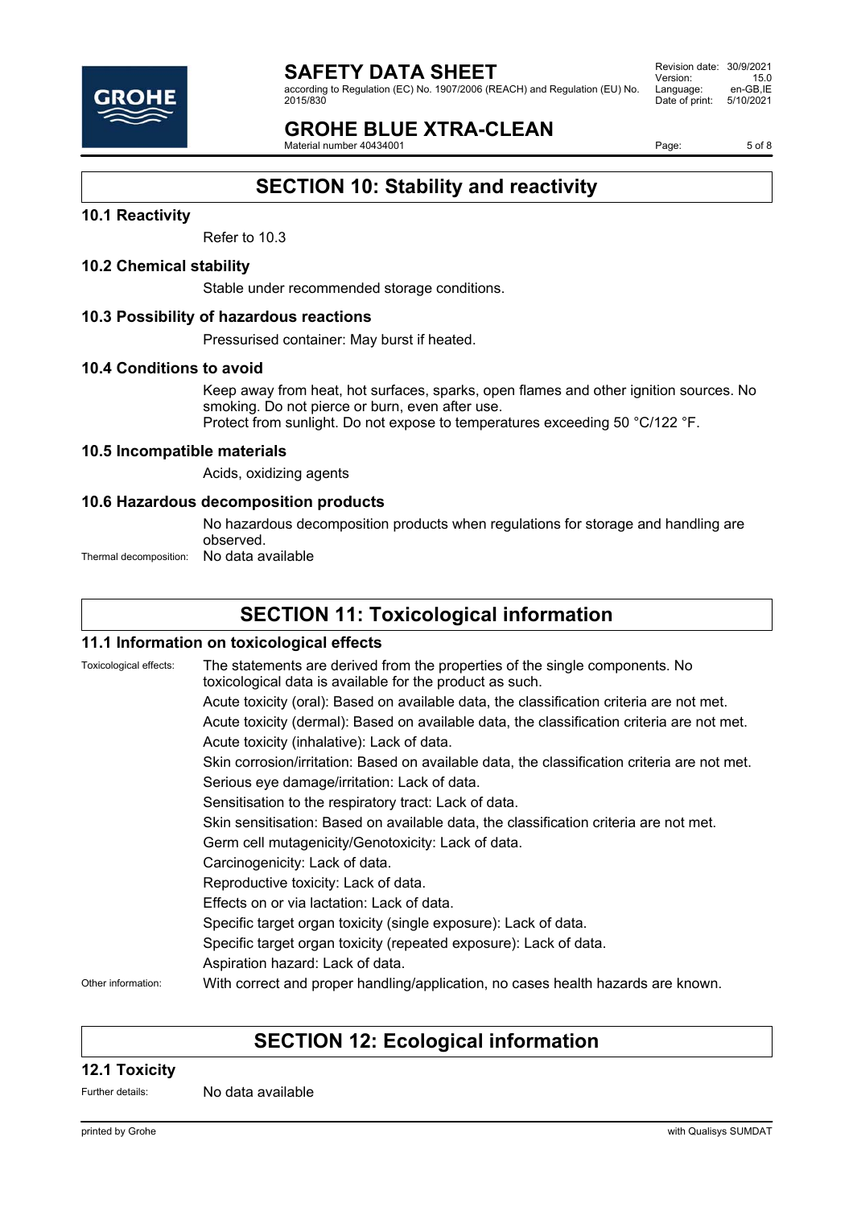## SECTION 10: Stability and reactivity

### 10.1 Reactivity

Refer to 10.3

### 10.2 Chemical stability

Stable under recommended storage conditions.

### 10.3 Possibility of hazardous reactions

Pressurised container: May burst if heated.

### 10.4 Conditions to avoid

Keep away from heat, hot surfaces, sparks, open flames and other ignition sources. No smoking. Do not pierce or burn, even after use.
Protect from sunlight. Do not expose to temperatures exceeding 50 °C/122 °F.

### 10.5 Incompatible materials

Acids, oxidizing agents

### 10.6 Hazardous decomposition products

No hazardous decomposition products when regulations for storage and handling are observed.

Thermal decomposition: No data available

## SECTION 11: Toxicological information

### 11.1 Information on toxicological effects

Toxicological effects: The statements are derived from the properties of the single components. No toxicological data is available for the product as such.

Acute toxicity (oral): Based on available data, the classification criteria are not met.
Acute toxicity (dermal): Based on available data, the classification criteria are not met.
Acute toxicity (inhalative): Lack of data.
Skin corrosion/irritation: Based on available data, the classification criteria are not met.
Serious eye damage/irritation: Lack of data.
Sensitisation to the respiratory tract: Lack of data.
Skin sensitisation: Based on available data, the classification criteria are not met.
Germ cell mutagenicity/Genotoxicity: Lack of data.
Carcinogenicity: Lack of data.
Reproductive toxicity: Lack of data.
Effects on or via lactation: Lack of data.
Specific target organ toxicity (single exposure): Lack of data.
Specific target organ toxicity (repeated exposure): Lack of data.
Aspiration hazard: Lack of data.

Other information: With correct and proper handling/application, no cases health hazards are known.

## SECTION 12: Ecological information

### 12.1 Toxicity

Further details: No data available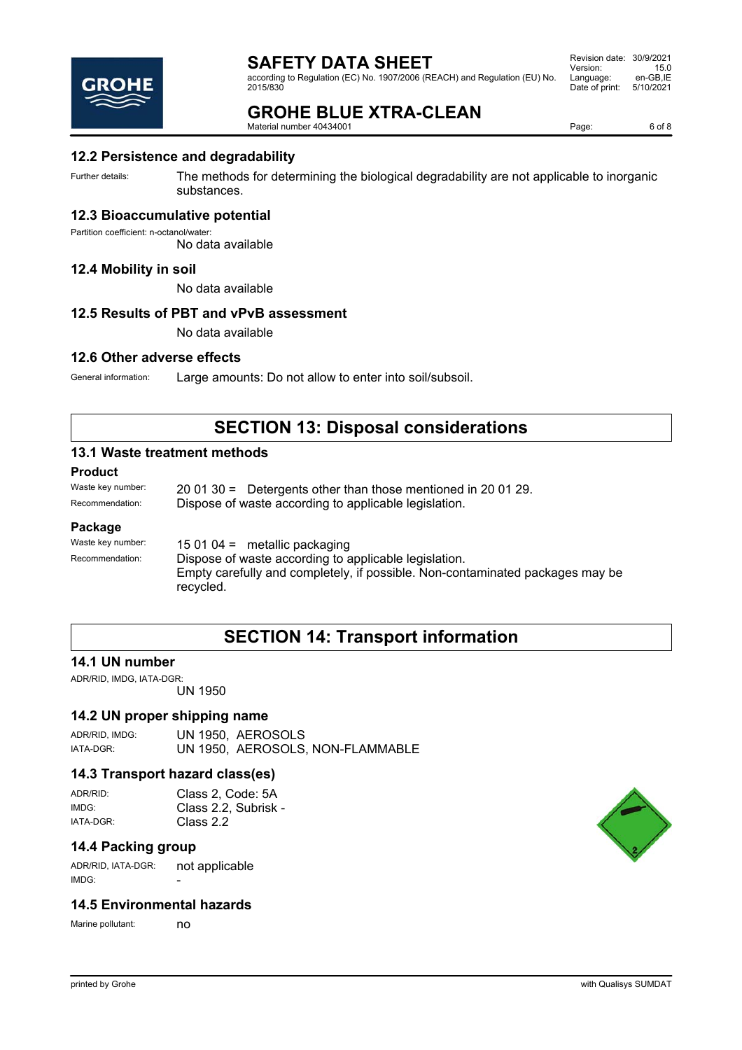## 12.2 Persistence and degradability

Further details: The methods for determining the biological degradability are not applicable to inorganic substances.

## 12.3 Bioaccumulative potential

Partition coefficient: n-octanol/water:
No data available

## 12.4 Mobility in soil

No data available

## 12.5 Results of PBT and vPvB assessment

No data available

## 12.6 Other adverse effects

General information: Large amounts: Do not allow to enter into soil/subsoil.

# SECTION 13: Disposal considerations

## 13.1 Waste treatment methods

### Product

Waste key number: 20 01 30 = Detergents other than those mentioned in 20 01 29.

Recommendation: Dispose of waste according to applicable legislation.

### Package

Waste key number: 15 01 04 = metallic packaging

Recommendation: Dispose of waste according to applicable legislation.
Empty carefully and completely, if possible. Non-contaminated packages may be recycled.

# SECTION 14: Transport information

## 14.1 UN number

ADR/RID, IMDG, IATA-DGR:
UN 1950

## 14.2 UN proper shipping name

ADR/RID, IMDG: UN 1950, AEROSOLS

IATA-DGR: UN 1950, AEROSOLS, NON-FLAMMABLE

## 14.3 Transport hazard class(es)

ADR/RID: Class 2, Code: 5A

IMDG: Class 2.2, Subrisk -

IATA-DGR: Class 2.2

## 14.4 Packing group

ADR/RID, IATA-DGR: not applicable

IMDG: -

## 14.5 Environmental hazards

Marine pollutant: no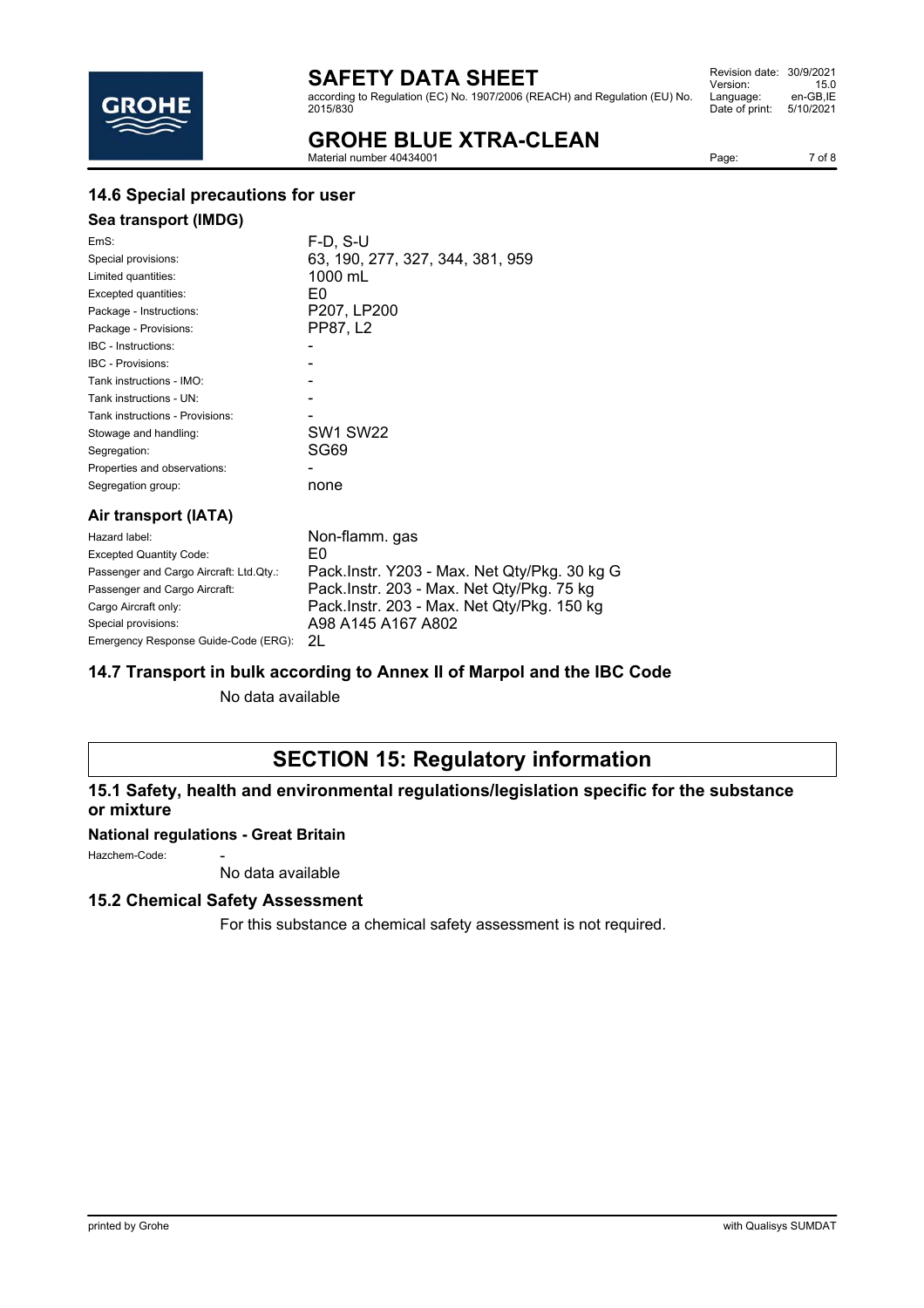## 14.6 Special precautions for user

### Sea transport (IMDG)

| | |
|---|---|
| EmS: | F-D, S-U |
| Special provisions: | 63, 190, 277, 327, 344, 381, 959 |
| Limited quantities: | 1000 mL |
| Excepted quantities: | E0 |
| Package - Instructions: | P207, LP200 |
| Package - Provisions: | PP87, L2 |
| IBC - Instructions: | - |
| IBC - Provisions: | - |
| Tank instructions - IMO: | - |
| Tank instructions - UN: | - |
| Tank instructions - Provisions: | - |
| Stowage and handling: | SW1 SW22 |
| Segregation: | SG69 |
| Properties and observations: | - |
| Segregation group: | none |

### Air transport (IATA)

| | |
|---|---|
| Hazard label: | Non-flamm. gas |
| Excepted Quantity Code: | E0 |
| Passenger and Cargo Aircraft: Ltd.Qty.: | Pack.Instr. Y203 - Max. Net Qty/Pkg. 30 kg G |
| Passenger and Cargo Aircraft: | Pack.Instr. 203 - Max. Net Qty/Pkg. 75 kg |
| Cargo Aircraft only: | Pack.Instr. 203 - Max. Net Qty/Pkg. 150 kg |
| Special provisions: | A98 A145 A167 A802 |
| Emergency Response Guide-Code (ERG): | 2L |

## 14.7 Transport in bulk according to Annex II of Marpol and the IBC Code

No data available

# SECTION 15: Regulatory information

## 15.1 Safety, health and environmental regulations/legislation specific for the substance or mixture

### National regulations - Great Britain

Hazchem-Code: -

No data available

## 15.2 Chemical Safety Assessment

For this substance a chemical safety assessment is not required.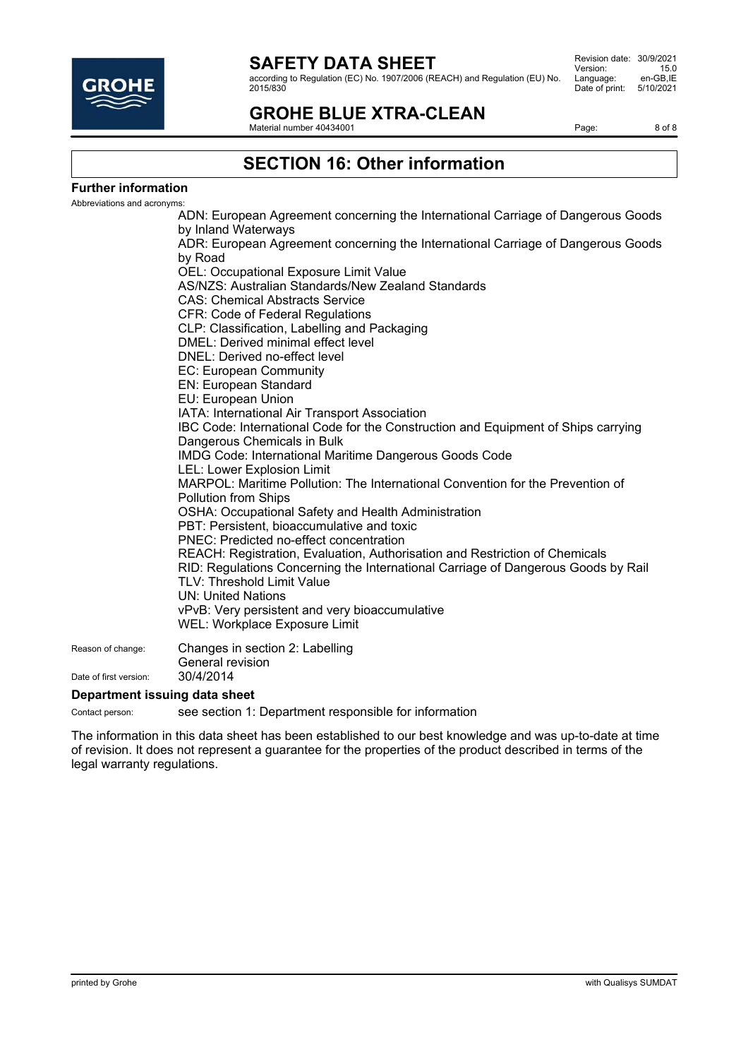# SECTION 16: Other information

### Further information

Abbreviations and acronyms:

ADN: European Agreement concerning the International Carriage of Dangerous Goods by Inland Waterways
ADR: European Agreement concerning the International Carriage of Dangerous Goods by Road
OEL: Occupational Exposure Limit Value
AS/NZS: Australian Standards/New Zealand Standards
CAS: Chemical Abstracts Service
CFR: Code of Federal Regulations
CLP: Classification, Labelling and Packaging
DMEL: Derived minimal effect level
DNEL: Derived no-effect level
EC: European Community
EN: European Standard
EU: European Union
IATA: International Air Transport Association
IBC Code: International Code for the Construction and Equipment of Ships carrying Dangerous Chemicals in Bulk
IMDG Code: International Maritime Dangerous Goods Code
LEL: Lower Explosion Limit
MARPOL: Maritime Pollution: The International Convention for the Prevention of Pollution from Ships
OSHA: Occupational Safety and Health Administration
PBT: Persistent, bioaccumulative and toxic
PNEC: Predicted no-effect concentration
REACH: Registration, Evaluation, Authorisation and Restriction of Chemicals
RID: Regulations Concerning the International Carriage of Dangerous Goods by Rail
TLV: Threshold Limit Value
UN: United Nations
vPvB: Very persistent and very bioaccumulative
WEL: Workplace Exposure Limit

Reason of change: Changes in section 2: Labelling
General revision

Date of first version: 30/4/2014

### Department issuing data sheet

Contact person: see section 1: Department responsible for information

The information in this data sheet has been established to our best knowledge and was up-to-date at time of revision. It does not represent a guarantee for the properties of the product described in terms of the legal warranty regulations.